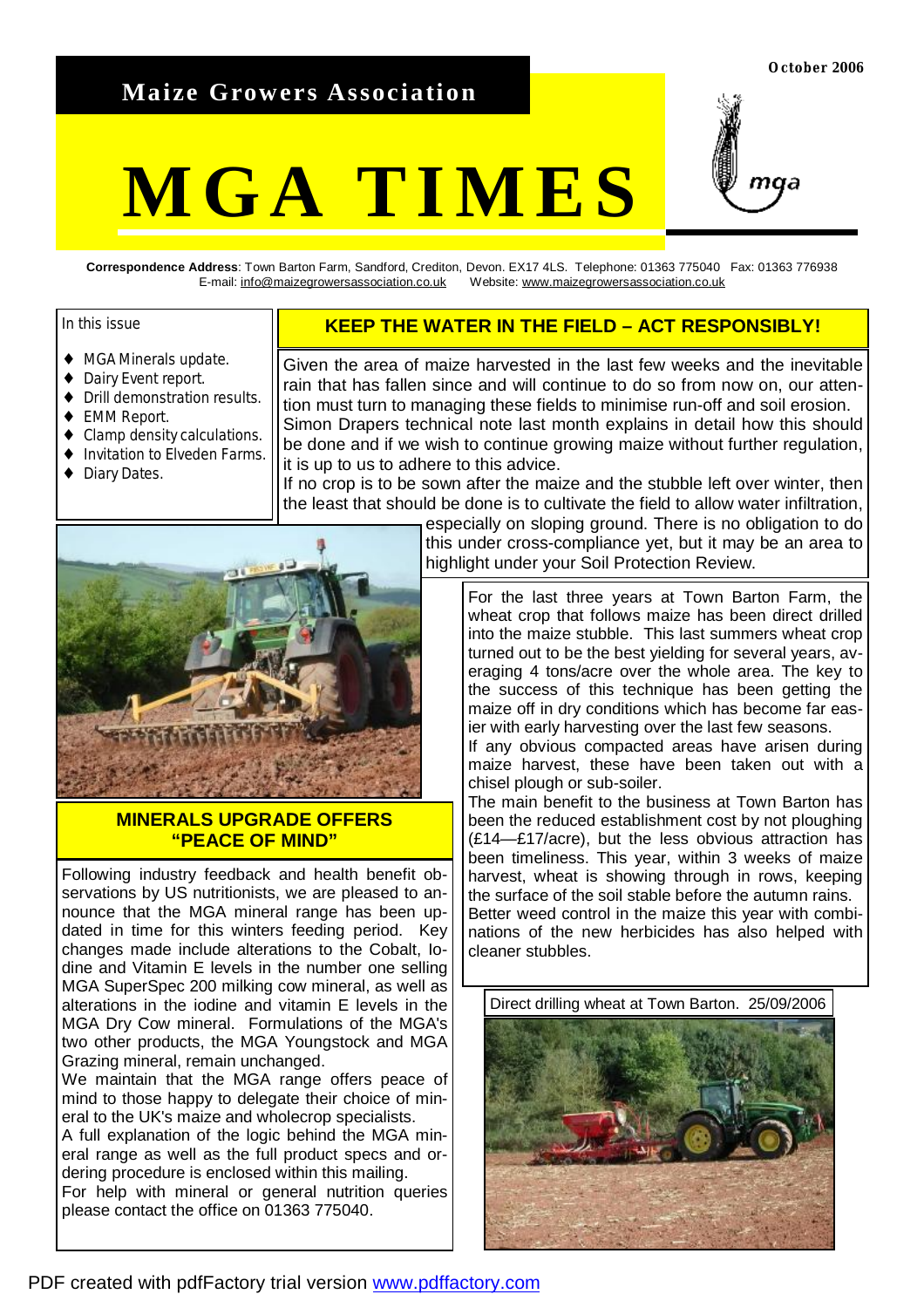October 2006

**Maize Growers Association**

# MGA TIMES

**Correspondence Address**: Town Barton Farm, Sandford, Crediton, Devon. EX17 4LS. Telephone: 01363 775040 Fax: 01363 776938
E-mail: info@maizegrowersassociation.co.uk Website: www.maizegrowersassociation.co.uk

In this issue

- MGA Minerals update.
- Dairy Event report.
- Drill demonstration results.
- EMM Report.
- Clamp density calculations.
- Invitation to Elveden Farms.
- Diary Dates.

## KEEP THE WATER IN THE FIELD – ACT RESPONSIBLY!

Given the area of maize harvested in the last few weeks and the inevitable rain that has fallen since and will continue to do so from now on, our attention must turn to managing these fields to minimise run-off and soil erosion. Simon Drapers technical note last month explains in detail how this should be done and if we wish to continue growing maize without further regulation, it is up to us to adhere to this advice.

If no crop is to be sown after the maize and the stubble left over winter, then the least that should be done is to cultivate the field to allow water infiltration, especially on sloping ground. There is no obligation to do this under cross-compliance yet, but it may be an area to highlight under your Soil Protection Review.

For the last three years at Town Barton Farm, the wheat crop that follows maize has been direct drilled into the maize stubble. This last summers wheat crop turned out to be the best yielding for several years, averaging 4 tons/acre over the whole area. The key to the success of this technique has been getting the maize off in dry conditions which has become far easier with early harvesting over the last few seasons.

If any obvious compacted areas have arisen during maize harvest, these have been taken out with a chisel plough or sub-soiler.

The main benefit to the business at Town Barton has been the reduced establishment cost by not ploughing (£14—£17/acre), but the less obvious attraction has been timeliness. This year, within 3 weeks of maize harvest, wheat is showing through in rows, keeping the surface of the soil stable before the autumn rains. Better weed control in the maize this year with combinations of the new herbicides has also helped with cleaner stubbles.

Direct drilling wheat at Town Barton. 25/09/2006

## MINERALS UPGRADE OFFERS "PEACE OF MIND"

Following industry feedback and health benefit observations by US nutritionists, we are pleased to announce that the MGA mineral range has been updated in time for this winters feeding period. Key changes made include alterations to the Cobalt, Iodine and Vitamin E levels in the number one selling MGA SuperSpec 200 milking cow mineral, as well as alterations in the iodine and vitamin E levels in the MGA Dry Cow mineral. Formulations of the MGA's two other products, the MGA Youngstock and MGA Grazing mineral, remain unchanged.

We maintain that the MGA range offers peace of mind to those happy to delegate their choice of mineral to the UK's maize and wholecrop specialists.

A full explanation of the logic behind the MGA mineral range as well as the full product specs and ordering procedure is enclosed within this mailing.

For help with mineral or general nutrition queries please contact the office on 01363 775040.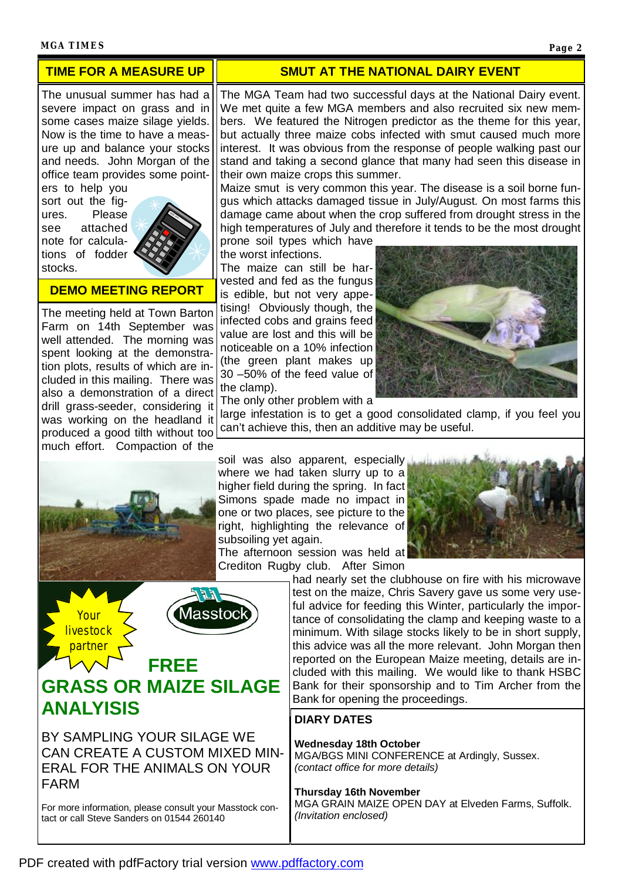## TIME FOR A MEASURE UP

The unusual summer has had a severe impact on grass and in some cases maize silage yields. Now is the time to have a measure up and balance your stocks and needs. John Morgan of the office team provides some pointers to help you sort out the figures. Please see attached note for calculations of fodder stocks.

## DEMO MEETING REPORT

The meeting held at Town Barton Farm on 14th September was well attended. The morning was spent looking at the demonstration plots, results of which are included in this mailing. There was also a demonstration of a direct drill grass-seeder, considering it was working on the headland it produced a good tilth without too much effort. Compaction of the soil was also apparent, especially where we had taken slurry up to a higher field during the spring. In fact Simons spade made no impact in one or two places, see picture to the right, highlighting the relevance of subsoiling yet again.

The afternoon session was held at Crediton Rugby club. After Simon had nearly set the clubhouse on fire with his microwave test on the maize, Chris Savery gave us some very useful advice for feeding this Winter, particularly the importance of consolidating the clamp and keeping waste to a minimum. With silage stocks likely to be in short supply, this advice was all the more relevant. John Morgan then reported on the European Maize meeting, details are included with this mailing. We would like to thank HSBC Bank for their sponsorship and to Tim Archer from the Bank for opening the proceedings.

## SMUT AT THE NATIONAL DAIRY EVENT

The MGA Team had two successful days at the National Dairy event. We met quite a few MGA members and also recruited six new members. We featured the Nitrogen predictor as the theme for this year, but actually three maize cobs infected with smut caused much more interest. It was obvious from the response of people walking past our stand and taking a second glance that many had seen this disease in their own maize crops this summer.

Maize smut is very common this year. The disease is a soil borne fungus which attacks damaged tissue in July/August. On most farms this damage came about when the crop suffered from drought stress in the high temperatures of July and therefore it tends to be the most drought prone soil types which have the worst infections.

The maize can still be harvested and fed as the fungus is edible, but not very appetising! Obviously though, the infected cobs and grains feed value are lost and this will be noticeable on a 10% infection (the green plant makes up 30 –50% of the feed value of the clamp).

The only other problem with a large infestation is to get a good consolidated clamp, if you feel you can't achieve this, then an additive may be useful.

Your livestock partner

Masstock

# FREE GRASS OR MAIZE SILAGE ANALYISIS

BY SAMPLING YOUR SILAGE WE CAN CREATE A CUSTOM MIXED MINERAL FOR THE ANIMALS ON YOUR FARM

For more information, please consult your Masstock contact or call Steve Sanders on 01544 260140

## DIARY DATES

**Wednesday 18th October**
MGA/BGS MINI CONFERENCE at Ardingly, Sussex.
*(contact office for more details)*

**Thursday 16th November**
MGA GRAIN MAIZE OPEN DAY at Elveden Farms, Suffolk.
*(Invitation enclosed)*